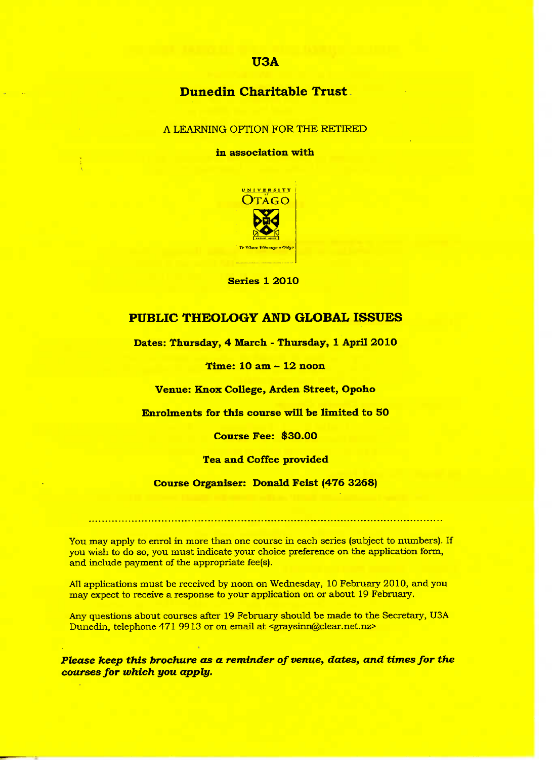# U3A

## Dunedin Charitable Trust

A LEARNING OPTION FOR THE RETIRED

**in association with**

UNIVERSITY of OTAGO

Te Whare Wānanga o Otāgo

**Series 1 2010**

## PUBLIC THEOLOGY AND GLOBAL ISSUES

**Dates: Thursday, 4 March - Thursday, 1 April 2010**

**Time: 10 am – 12 noon**

**Venue: Knox College, Arden Street, Opoho**

**Enrolments for this course will be limited to 50**

**Course Fee: $30.00**

**Tea and Coffee provided**

**Course Organiser: Donald Feist (476 3268)**

---

You may apply to enrol in more than one course in each series (subject to numbers). If you wish to do so, you must indicate your choice preference on the application form, and include payment of the appropriate fee(s).

All applications must be received by noon on Wednesday, 10 February 2010, and you may expect to receive a response to your application on or about 19 February.

Any questions about courses after 19 February should be made to the Secretary, U3A Dunedin, telephone 471 9913 or on email at <graysinn@clear.net.nz>

***Please keep this brochure as a reminder of venue, dates, and times for the courses for which you apply.***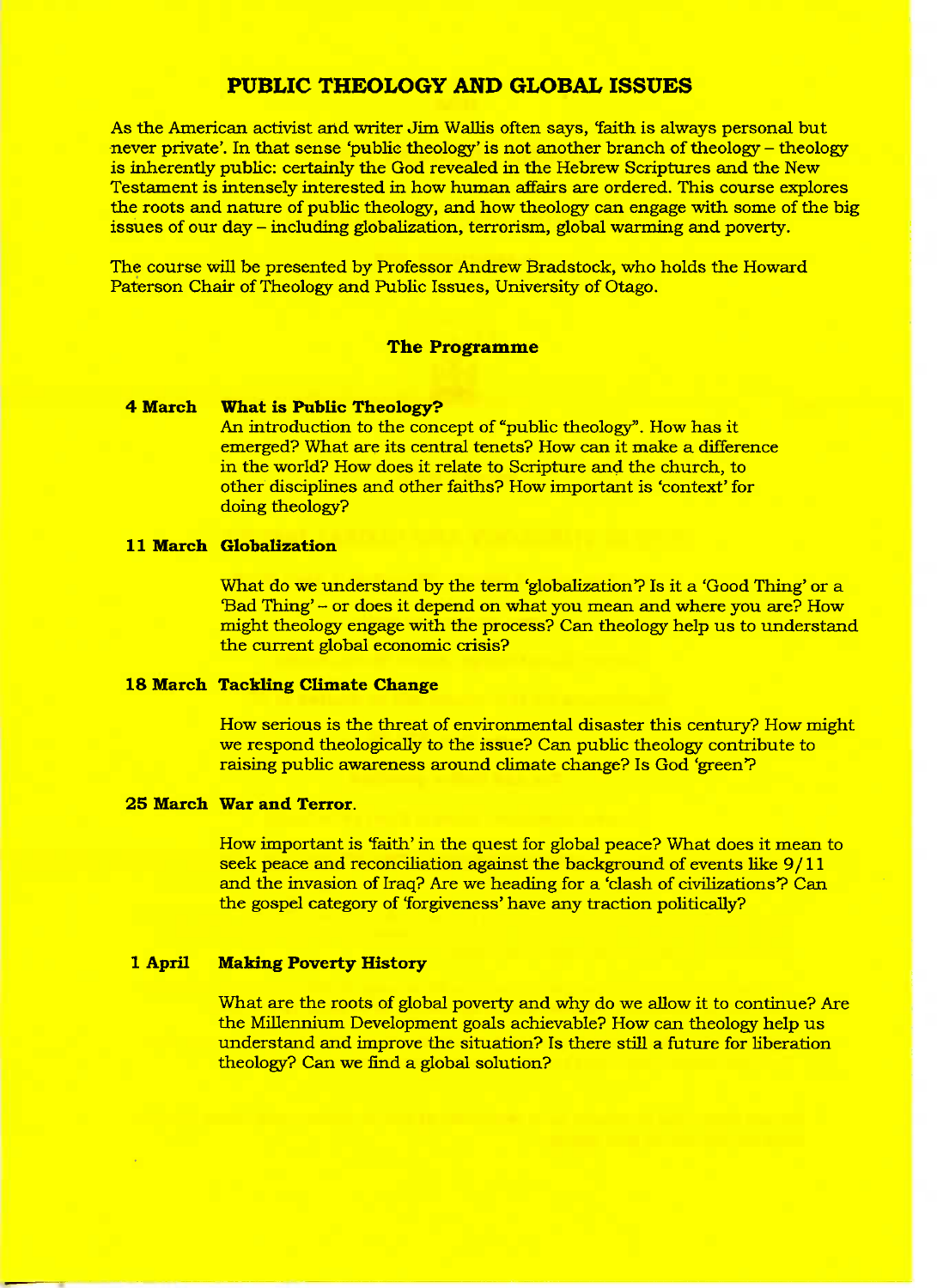# PUBLIC THEOLOGY AND GLOBAL ISSUES

As the American activist and writer Jim Wallis often says, 'faith is always personal but never private'. In that sense 'public theology' is not another branch of theology – theology is inherently public: certainly the God revealed in the Hebrew Scriptures and the New Testament is intensely interested in how human affairs are ordered. This course explores the roots and nature of public theology, and how theology can engage with some of the big issues of our day – including globalization, terrorism, global warming and poverty.

The course will be presented by Professor Andrew Bradstock, who holds the Howard Paterson Chair of Theology and Public Issues, University of Otago.

## The Programme

**4 March** **What is Public Theology?**
An introduction to the concept of "public theology". How has it emerged? What are its central tenets? How can it make a difference in the world? How does it relate to Scripture and the church, to other disciplines and other faiths? How important is 'context' for doing theology?

**11 March** **Globalization**

What do we understand by the term 'globalization'? Is it a 'Good Thing' or a 'Bad Thing' – or does it depend on what you mean and where you are? How might theology engage with the process? Can theology help us to understand the current global economic crisis?

**18 March** **Tackling Climate Change**

How serious is the threat of environmental disaster this century? How might we respond theologically to the issue? Can public theology contribute to raising public awareness around climate change? Is God 'green'?

**25 March** **War and Terror.**

How important is 'faith' in the quest for global peace? What does it mean to seek peace and reconciliation against the background of events like 9/11 and the invasion of Iraq? Are we heading for a 'clash of civilizations'? Can the gospel category of 'forgiveness' have any traction politically?

**1 April** **Making Poverty History**

What are the roots of global poverty and why do we allow it to continue? Are the Millennium Development goals achievable? How can theology help us understand and improve the situation? Is there still a future for liberation theology? Can we find a global solution?